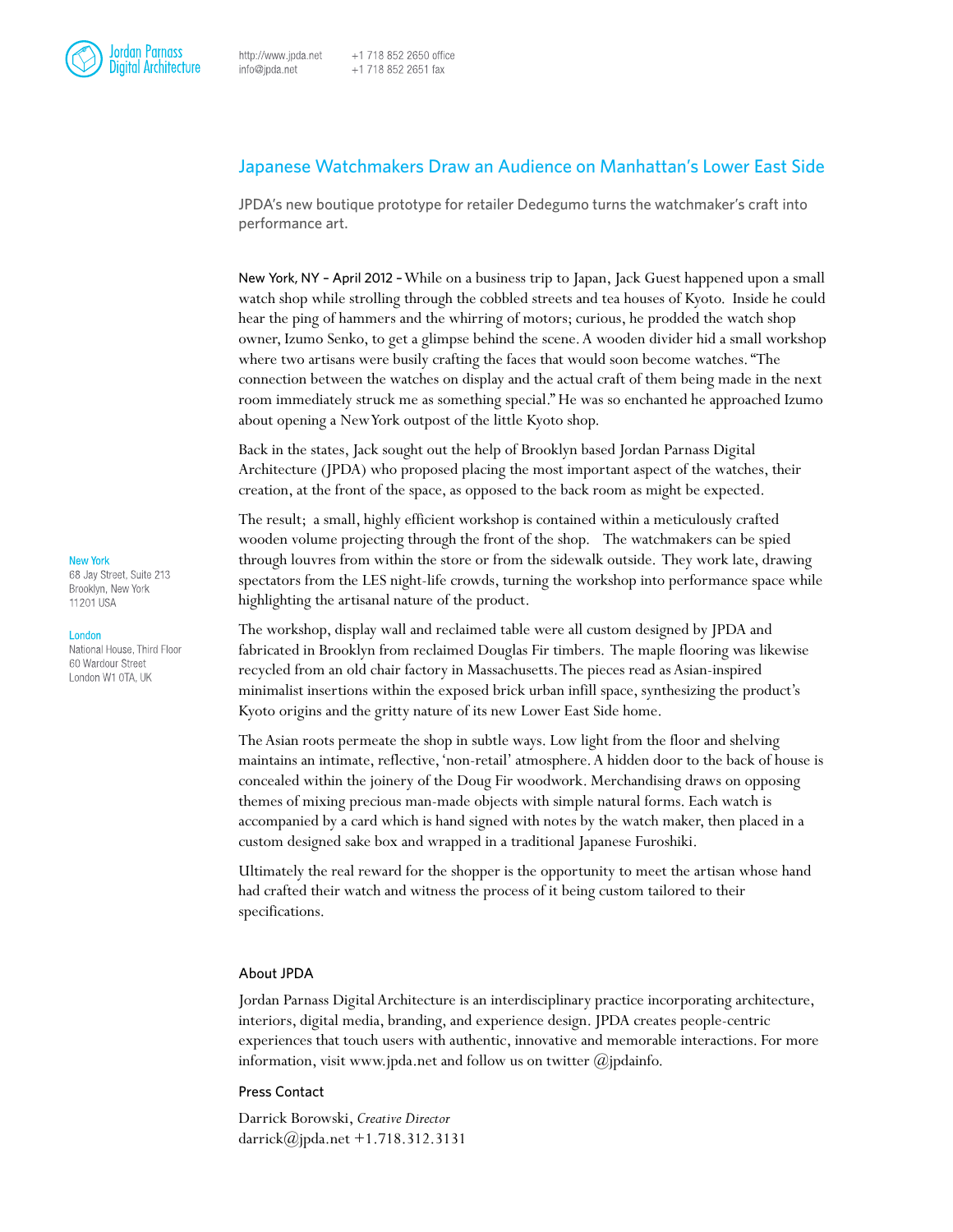Jordan Parnass Digital Architecture

http://www.jpda.net
info@jpda.net

+1 718 852 2650 office
+1 718 852 2651 fax

# Japanese Watchmakers Draw an Audience on Manhattan's Lower East Side

JPDA's new boutique prototype for retailer Dedegumo turns the watchmaker's craft into performance art.

New York, NY – April 2012 – While on a business trip to Japan, Jack Guest happened upon a small watch shop while strolling through the cobbled streets and tea houses of Kyoto. Inside he could hear the ping of hammers and the whirring of motors; curious, he prodded the watch shop owner, Izumo Senko, to get a glimpse behind the scene. A wooden divider hid a small workshop where two artisans were busily crafting the faces that would soon become watches. "The connection between the watches on display and the actual craft of them being made in the next room immediately struck me as something special." He was so enchanted he approached Izumo about opening a New York outpost of the little Kyoto shop.

Back in the states, Jack sought out the help of Brooklyn based Jordan Parnass Digital Architecture (JPDA) who proposed placing the most important aspect of the watches, their creation, at the front of the space, as opposed to the back room as might be expected.

The result; a small, highly efficient workshop is contained within a meticulously crafted wooden volume projecting through the front of the shop. The watchmakers can be spied through louvres from within the store or from the sidewalk outside. They work late, drawing spectators from the LES night-life crowds, turning the workshop into performance space while highlighting the artisanal nature of the product.

The workshop, display wall and reclaimed table were all custom designed by JPDA and fabricated in Brooklyn from reclaimed Douglas Fir timbers. The maple flooring was likewise recycled from an old chair factory in Massachusetts. The pieces read as Asian-inspired minimalist insertions within the exposed brick urban infill space, synthesizing the product's Kyoto origins and the gritty nature of its new Lower East Side home.

The Asian roots permeate the shop in subtle ways. Low light from the floor and shelving maintains an intimate, reflective, 'non-retail' atmosphere. A hidden door to the back of house is concealed within the joinery of the Doug Fir woodwork. Merchandising draws on opposing themes of mixing precious man-made objects with simple natural forms. Each watch is accompanied by a card which is hand signed with notes by the watch maker, then placed in a custom designed sake box and wrapped in a traditional Japanese Furoshiki.

Ultimately the real reward for the shopper is the opportunity to meet the artisan whose hand had crafted their watch and witness the process of it being custom tailored to their specifications.

## About JPDA

Jordan Parnass Digital Architecture is an interdisciplinary practice incorporating architecture, interiors, digital media, branding, and experience design. JPDA creates people-centric experiences that touch users with authentic, innovative and memorable interactions. For more information, visit www.jpda.net and follow us on twitter @jpdainfo.

## Press Contact

Darrick Borowski, *Creative Director*
darrick@jpda.net +1.718.312.3131

**New York**
68 Jay Street, Suite 213
Brooklyn, New York
11201 USA

**London**
National House, Third Floor
60 Wardour Street
London W1 0TA, UK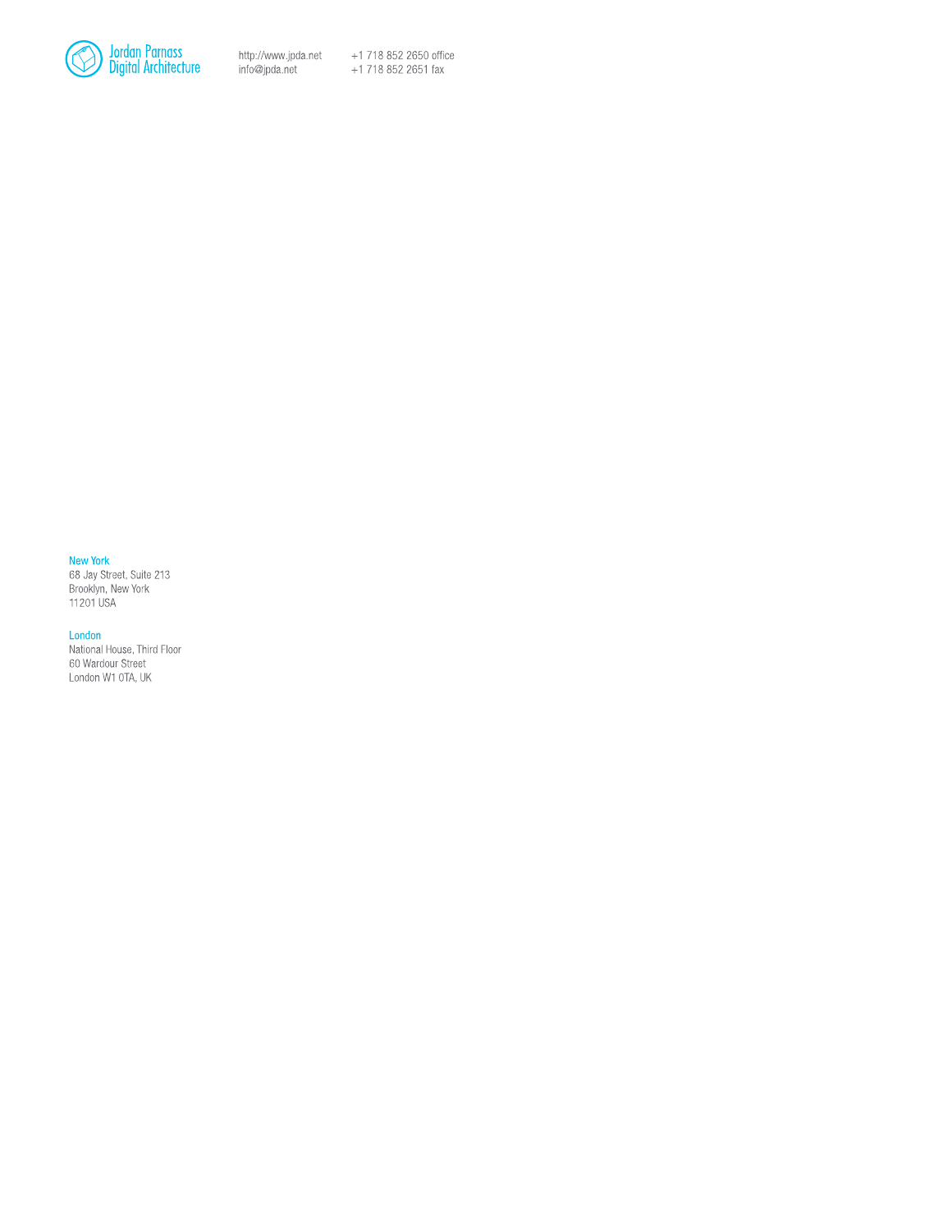Jordan Parnass Digital Architecture

http://www.jpda.net
info@jpda.net

+1 718 852 2650 office
+1 718 852 2651 fax

**New York**
68 Jay Street, Suite 213
Brooklyn, New York
11201 USA

**London**
National House, Third Floor
60 Wardour Street
London W1 0TA, UK